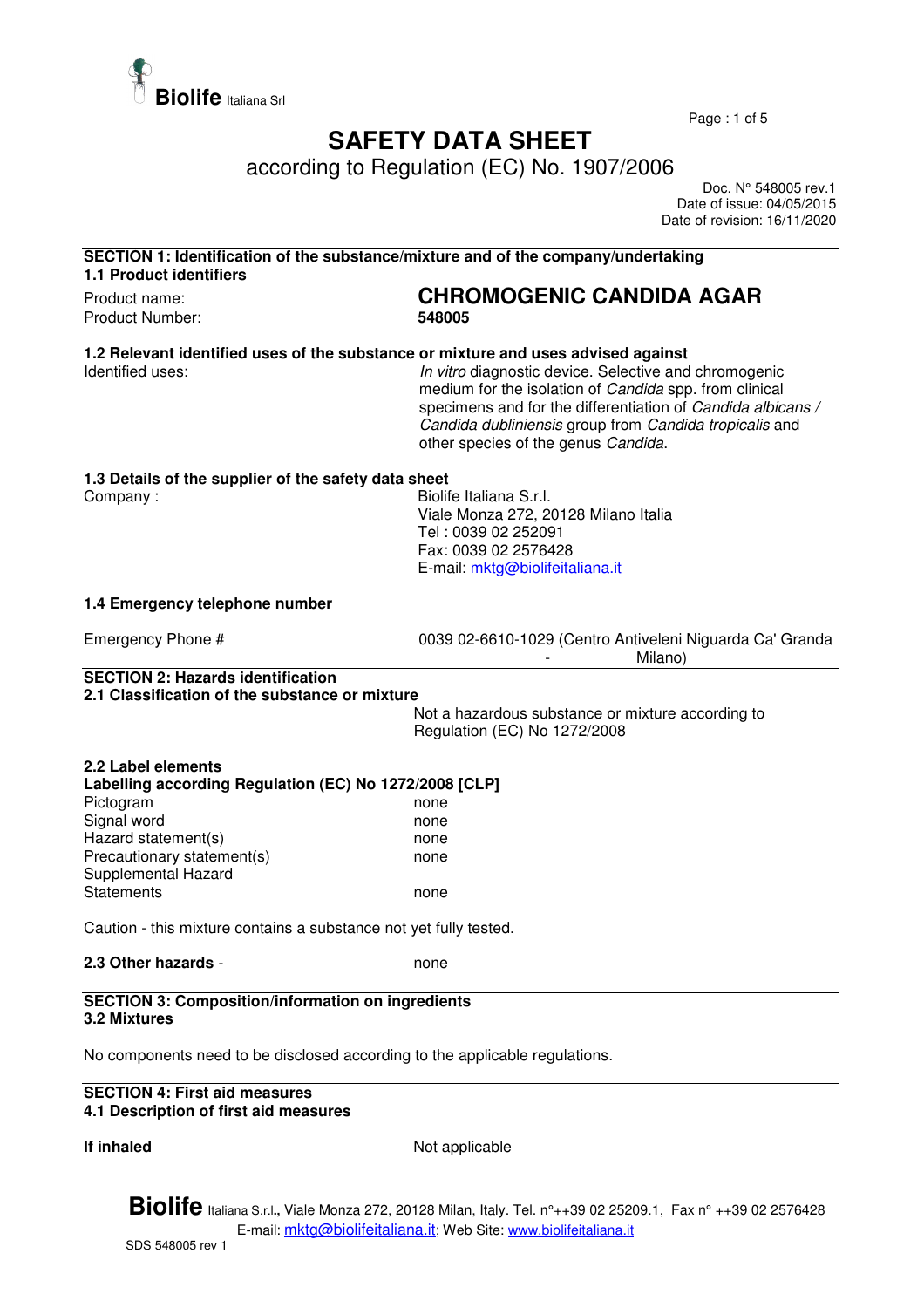**Biolife** Italiana Srl

# SAFETY DATA SHEET

according to Regulation (EC) No. 1907/2006

Doc. N° 548005 rev.1
Date of issue: 04/05/2015
Date of revision: 16/11/2020

## SECTION 1: Identification of the substance/mixture and of the company/undertaking

### 1.1 Product identifiers

| | |
|---|---|
| Product name: | **CHROMOGENIC CANDIDA AGAR** |
| Product Number: | **548005** |

### 1.2 Relevant identified uses of the substance or mixture and uses advised against

| | |
|---|---|
| Identified uses: | *In vitro* diagnostic device. Selective and chromogenic medium for the isolation of *Candida* spp. from clinical specimens and for the differentiation of *Candida albicans / Candida dubliniensis* group from *Candida tropicalis* and other species of the genus *Candida*. |

### 1.3 Details of the supplier of the safety data sheet

| | |
|---|---|
| Company : | Biolife Italiana S.r.l.<br>Viale Monza 272, 20128 Milano Italia<br>Tel : 0039 02 252091<br>Fax: 0039 02 2576428<br>E-mail: mktg@biolifeitaliana.it |

### 1.4 Emergency telephone number

| | |
|---|---|
| Emergency Phone # | 0039 02-6610-1029 (Centro Antiveleni Niguarda Ca' Granda - Milano) |

## SECTION 2: Hazards identification

### 2.1 Classification of the substance or mixture

Not a hazardous substance or mixture according to Regulation (EC) No 1272/2008

### 2.2 Label elements

**Labelling according Regulation (EC) No 1272/2008 [CLP]**

| | |
|---|---|
| Pictogram | none |
| Signal word | none |
| Hazard statement(s) | none |
| Precautionary statement(s) | none |
| Supplemental Hazard Statements | none |

Caution - this mixture contains a substance not yet fully tested.

**2.3 Other hazards** - none

## SECTION 3: Composition/information on ingredients

### 3.2 Mixtures

No components need to be disclosed according to the applicable regulations.

## SECTION 4: First aid measures

### 4.1 Description of first aid measures

**If inhaled** Not applicable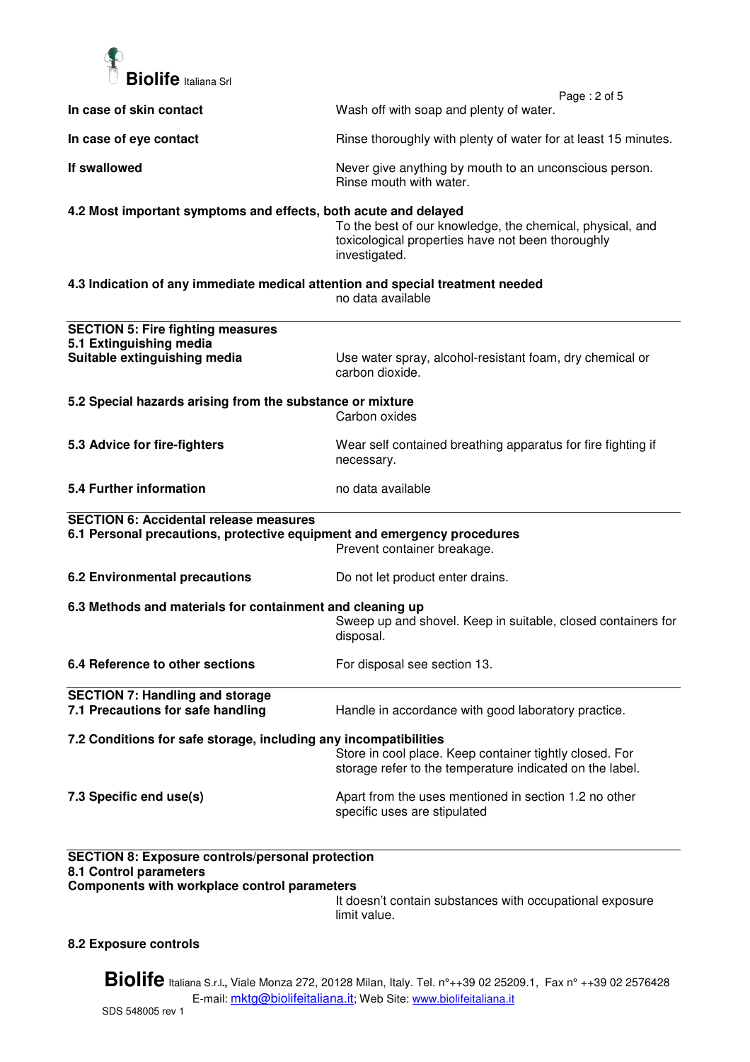**In case of skin contact** Wash off with soap and plenty of water.

**In case of eye contact** Rinse thoroughly with plenty of water for at least 15 minutes.

**If swallowed** Never give anything by mouth to an unconscious person. Rinse mouth with water.

**4.2 Most important symptoms and effects, both acute and delayed**

To the best of our knowledge, the chemical, physical, and toxicological properties have not been thoroughly investigated.

**4.3 Indication of any immediate medical attention and special treatment needed**

no data available

## SECTION 5: Fire fighting measures

**5.1 Extinguishing media**

**Suitable extinguishing media** Use water spray, alcohol-resistant foam, dry chemical or carbon dioxide.

**5.2 Special hazards arising from the substance or mixture**

Carbon oxides

**5.3 Advice for fire-fighters** Wear self contained breathing apparatus for fire fighting if necessary.

**5.4 Further information** no data available

## SECTION 6: Accidental release measures

**6.1 Personal precautions, protective equipment and emergency procedures**

Prevent container breakage.

**6.2 Environmental precautions** Do not let product enter drains.

**6.3 Methods and materials for containment and cleaning up**

Sweep up and shovel. Keep in suitable, closed containers for disposal.

**6.4 Reference to other sections** For disposal see section 13.

## SECTION 7: Handling and storage

**7.1 Precautions for safe handling** Handle in accordance with good laboratory practice.

**7.2 Conditions for safe storage, including any incompatibilities**

Store in cool place. Keep container tightly closed. For storage refer to the temperature indicated on the label.

**7.3 Specific end use(s)** Apart from the uses mentioned in section 1.2 no other specific uses are stipulated

## SECTION 8: Exposure controls/personal protection

**8.1 Control parameters**

**Components with workplace control parameters**

It doesn't contain substances with occupational exposure limit value.

**8.2 Exposure controls**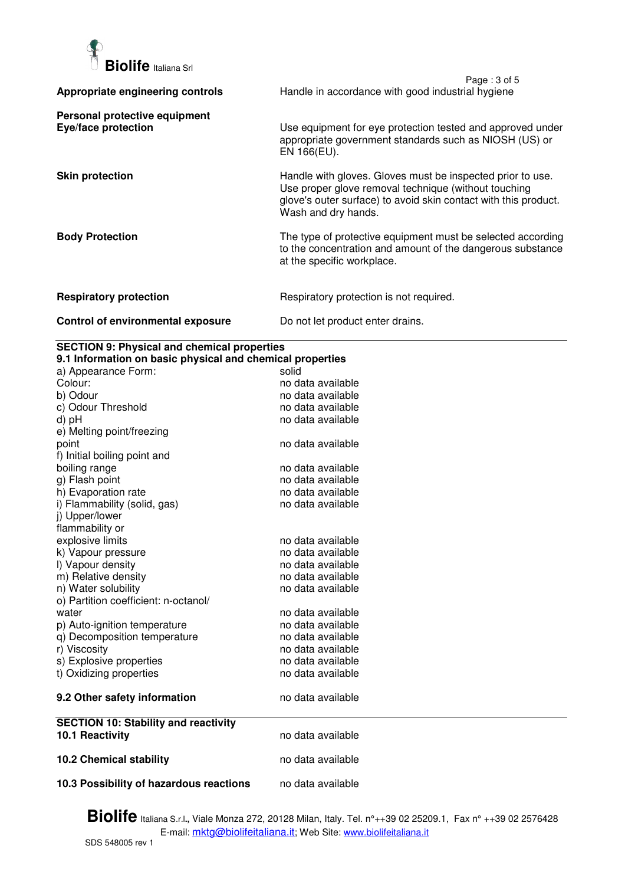| | |
|---|---|
| **Appropriate engineering controls** | Handle in accordance with good industrial hygiene |
| **Personal protective equipment** | |
| **Eye/face protection** | Use equipment for eye protection tested and approved under appropriate government standards such as NIOSH (US) or EN 166(EU). |
| **Skin protection** | Handle with gloves. Gloves must be inspected prior to use. Use proper glove removal technique (without touching glove's outer surface) to avoid skin contact with this product. Wash and dry hands. |
| **Body Protection** | The type of protective equipment must be selected according to the concentration and amount of the dangerous substance at the specific workplace. |
| **Respiratory protection** | Respiratory protection is not required. |
| **Control of environmental exposure** | Do not let product enter drains. |

## SECTION 9: Physical and chemical properties

### 9.1 Information on basic physical and chemical properties

| | |
|---|---|
| a) Appearance Form: | solid |
| Colour: | no data available |
| b) Odour | no data available |
| c) Odour Threshold | no data available |
| d) pH | no data available |
| e) Melting point/freezing point | no data available |
| f) Initial boiling point and boiling range | no data available |
| g) Flash point | no data available |
| h) Evaporation rate | no data available |
| i) Flammability (solid, gas) | no data available |
| j) Upper/lower flammability or explosive limits | no data available |
| k) Vapour pressure | no data available |
| l) Vapour density | no data available |
| m) Relative density | no data available |
| n) Water solubility | no data available |
| o) Partition coefficient: n-octanol/water | no data available |
| p) Auto-ignition temperature | no data available |
| q) Decomposition temperature | no data available |
| r) Viscosity | no data available |
| s) Explosive properties | no data available |
| t) Oxidizing properties | no data available |

| | |
|---|---|
| **9.2 Other safety information** | no data available |

## SECTION 10: Stability and reactivity

| | |
|---|---|
| **10.1 Reactivity** | no data available |
| **10.2 Chemical stability** | no data available |
| **10.3 Possibility of hazardous reactions** | no data available |

**Biolife** Italiana S.r.l., Viale Monza 272, 20128 Milan, Italy. Tel. n°++39 02 25209.1, Fax n° ++39 02 2576428
E-mail: mktg@biolifeitaliana.it; Web Site: www.biolifeitaliana.it
SDS 548005 rev 1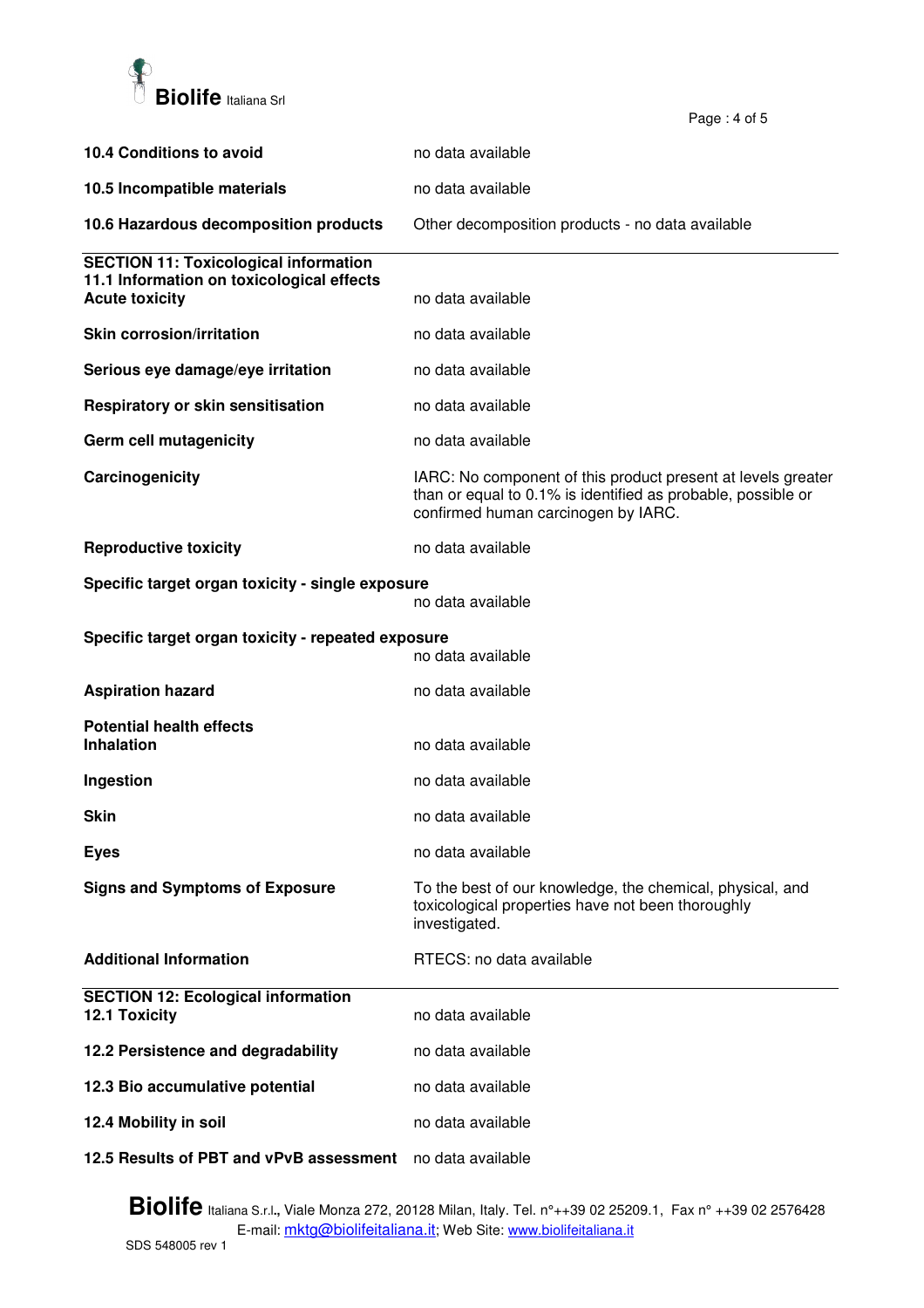| | |
|---|---|
| **10.4 Conditions to avoid** | no data available |
| **10.5 Incompatible materials** | no data available |
| **10.6 Hazardous decomposition products** | Other decomposition products - no data available |

## SECTION 11: Toxicological information

### 11.1 Information on toxicological effects

| | |
|---|---|
| **Acute toxicity** | no data available |
| **Skin corrosion/irritation** | no data available |
| **Serious eye damage/eye irritation** | no data available |
| **Respiratory or skin sensitisation** | no data available |
| **Germ cell mutagenicity** | no data available |
| **Carcinogenicity** | IARC: No component of this product present at levels greater than or equal to 0.1% is identified as probable, possible or confirmed human carcinogen by IARC. |
| **Reproductive toxicity** | no data available |
| **Specific target organ toxicity - single exposure** | no data available |
| **Specific target organ toxicity - repeated exposure** | no data available |
| **Aspiration hazard** | no data available |
| **Potential health effects** | |
| **Inhalation** | no data available |
| **Ingestion** | no data available |
| **Skin** | no data available |
| **Eyes** | no data available |
| **Signs and Symptoms of Exposure** | To the best of our knowledge, the chemical, physical, and toxicological properties have not been thoroughly investigated. |
| **Additional Information** | RTECS: no data available |

## SECTION 12: Ecological information

| | |
|---|---|
| **12.1 Toxicity** | no data available |
| **12.2 Persistence and degradability** | no data available |
| **12.3 Bio accumulative potential** | no data available |
| **12.4 Mobility in soil** | no data available |
| **12.5 Results of PBT and vPvB assessment** | no data available |

**Biolife** Italiana S.r.l., Viale Monza 272, 20128 Milan, Italy. Tel. n°++39 02 25209.1, Fax n° ++39 02 2576428
E-mail: mktg@biolifeitaliana.it; Web Site: www.biolifeitaliana.it

SDS 548005 rev 1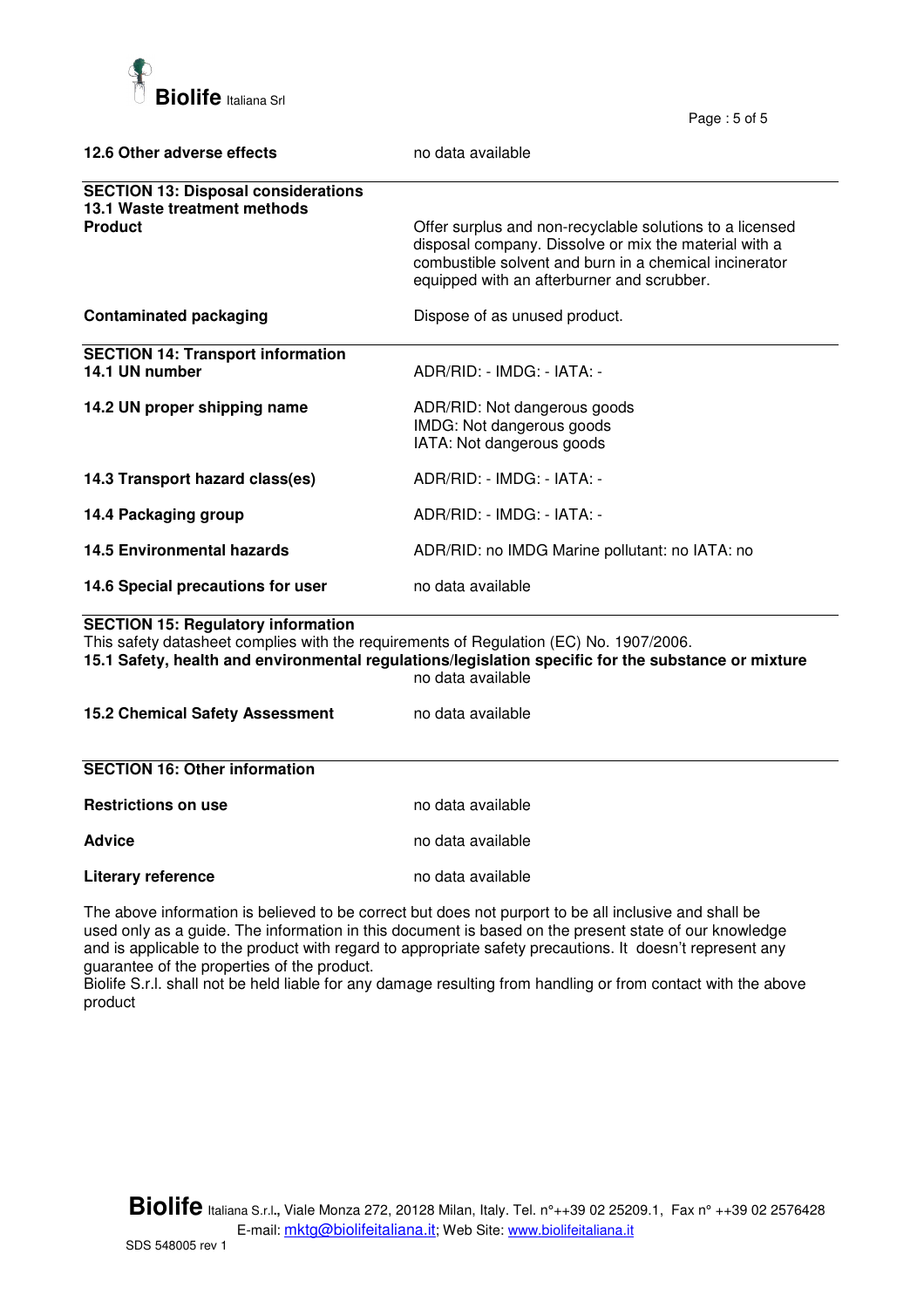**12.6 Other adverse effects** no data available

## SECTION 13: Disposal considerations

### 13.1 Waste treatment methods

**Product**

Offer surplus and non-recyclable solutions to a licensed disposal company. Dissolve or mix the material with a combustible solvent and burn in a chemical incinerator equipped with an afterburner and scrubber.

**Contaminated packaging**

Dispose of as unused product.

## SECTION 14: Transport information

| | |
|---|---|
| **14.1 UN number** | ADR/RID: - IMDG: - IATA: - |
| **14.2 UN proper shipping name** | ADR/RID: Not dangerous goods<br>IMDG: Not dangerous goods<br>IATA: Not dangerous goods |
| **14.3 Transport hazard class(es)** | ADR/RID: - IMDG: - IATA: - |
| **14.4 Packaging group** | ADR/RID: - IMDG: - IATA: - |
| **14.5 Environmental hazards** | ADR/RID: no IMDG Marine pollutant: no IATA: no |
| **14.6 Special precautions for user** | no data available |

## SECTION 15: Regulatory information

This safety datasheet complies with the requirements of Regulation (EC) No. 1907/2006.

**15.1 Safety, health and environmental regulations/legislation specific for the substance or mixture**

no data available

**15.2 Chemical Safety Assessment** no data available

## SECTION 16: Other information

| | |
|---|---|
| **Restrictions on use** | no data available |
| **Advice** | no data available |
| **Literary reference** | no data available |

The above information is believed to be correct but does not purport to be all inclusive and shall be used only as a guide. The information in this document is based on the present state of our knowledge and is applicable to the product with regard to appropriate safety precautions. It doesn't represent any guarantee of the properties of the product.
Biolife S.r.l. shall not be held liable for any damage resulting from handling or from contact with the above product